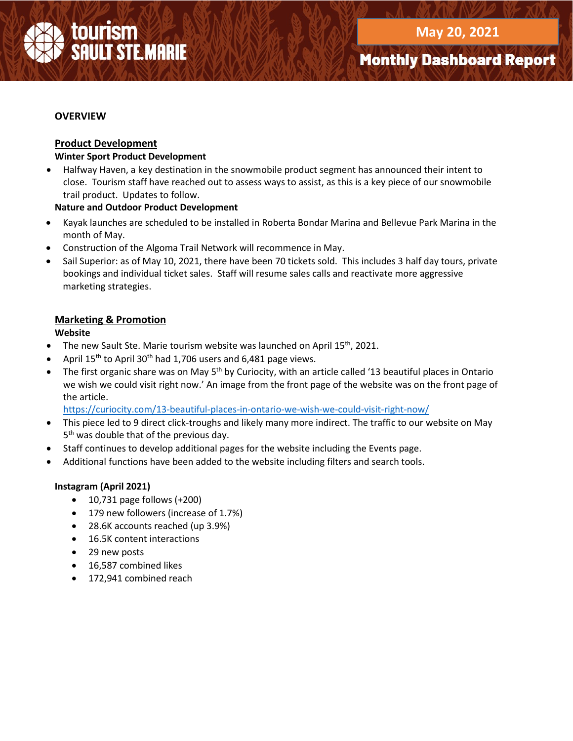tourism SAULT STE. MARIE

May 20, 2021

# Monthly Dashboard Report

## OVERVIEW

### Product Development

**Winter Sport Product Development**

- Halfway Haven, a key destination in the snowmobile product segment has announced their intent to close. Tourism staff have reached out to assess ways to assist, as this is a key piece of our snowmobile trail product. Updates to follow.

**Nature and Outdoor Product Development**

- Kayak launches are scheduled to be installed in Roberta Bondar Marina and Bellevue Park Marina in the month of May.
- Construction of the Algoma Trail Network will recommence in May.
- Sail Superior: as of May 10, 2021, there have been 70 tickets sold. This includes 3 half day tours, private bookings and individual ticket sales. Staff will resume sales calls and reactivate more aggressive marketing strategies.

### Marketing & Promotion

**Website**

- The new Sault Ste. Marie tourism website was launched on April 15th, 2021.
- April 15th to April 30th had 1,706 users and 6,481 page views.
- The first organic share was on May 5th by Curiocity, with an article called '13 beautiful places in Ontario we wish we could visit right now.' An image from the front page of the website was on the front page of the article.
  https://curiocity.com/13-beautiful-places-in-ontario-we-wish-we-could-visit-right-now/
- This piece led to 9 direct click-troughs and likely many more indirect. The traffic to our website on May 5th was double that of the previous day.
- Staff continues to develop additional pages for the website including the Events page.
- Additional functions have been added to the website including filters and search tools.

**Instagram (April 2021)**

- 10,731 page follows (+200)
- 179 new followers (increase of 1.7%)
- 28.6K accounts reached (up 3.9%)
- 16.5K content interactions
- 29 new posts
- 16,587 combined likes
- 172,941 combined reach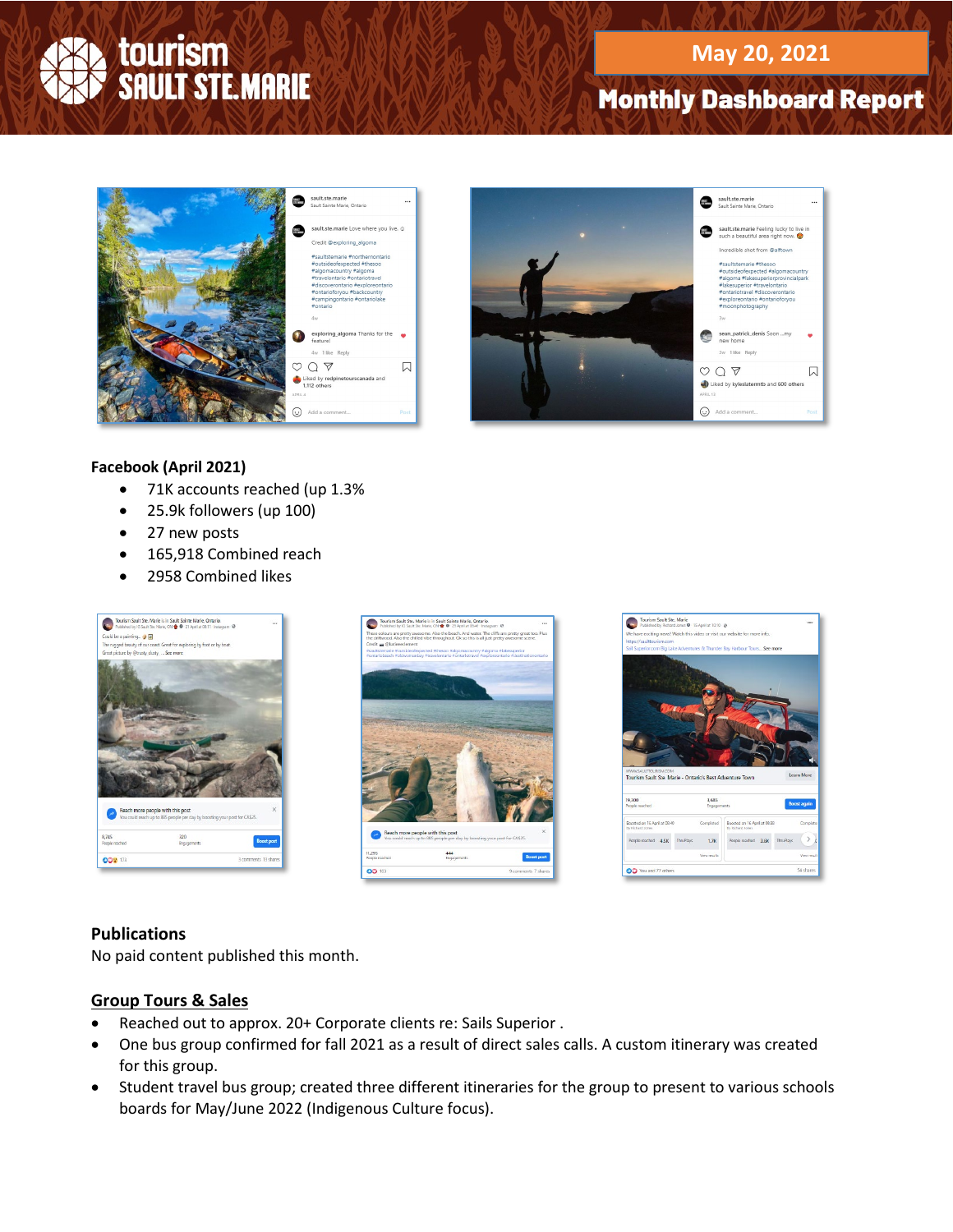**Facebook (April 2021)**

- 71K accounts reached (up 1.3%
- 25.9k followers (up 100)
- 27 new posts
- 165,918 Combined reach
- 2958 Combined likes

**Publications**

No paid content published this month.

**Group Tours & Sales**

- Reached out to approx. 20+ Corporate clients re: Sails Superior .
- One bus group confirmed for fall 2021 as a result of direct sales calls. A custom itinerary was created for this group.
- Student travel bus group; created three different itineraries for the group to present to various schools boards for May/June 2022 (Indigenous Culture focus).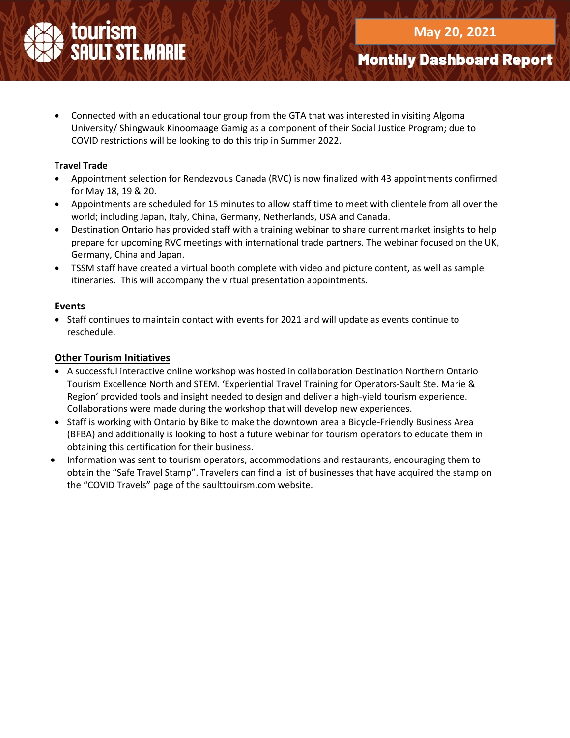- Connected with an educational tour group from the GTA that was interested in visiting Algoma University/ Shingwauk Kinoomaage Gamig as a component of their Social Justice Program; due to COVID restrictions will be looking to do this trip in Summer 2022.

**Travel Trade**

- Appointment selection for Rendezvous Canada (RVC) is now finalized with 43 appointments confirmed for May 18, 19 & 20.
- Appointments are scheduled for 15 minutes to allow staff time to meet with clientele from all over the world; including Japan, Italy, China, Germany, Netherlands, USA and Canada.
- Destination Ontario has provided staff with a training webinar to share current market insights to help prepare for upcoming RVC meetings with international trade partners. The webinar focused on the UK, Germany, China and Japan.
- TSSM staff have created a virtual booth complete with video and picture content, as well as sample itineraries. This will accompany the virtual presentation appointments.

## Events

- Staff continues to maintain contact with events for 2021 and will update as events continue to reschedule.

## Other Tourism Initiatives

- A successful interactive online workshop was hosted in collaboration Destination Northern Ontario Tourism Excellence North and STEM. 'Experiential Travel Training for Operators-Sault Ste. Marie & Region' provided tools and insight needed to design and deliver a high-yield tourism experience. Collaborations were made during the workshop that will develop new experiences.
- Staff is working with Ontario by Bike to make the downtown area a Bicycle-Friendly Business Area (BFBA) and additionally is looking to host a future webinar for tourism operators to educate them in obtaining this certification for their business.
- Information was sent to tourism operators, accommodations and restaurants, encouraging them to obtain the "Safe Travel Stamp". Travelers can find a list of businesses that have acquired the stamp on the "COVID Travels" page of the saulttouirsm.com website.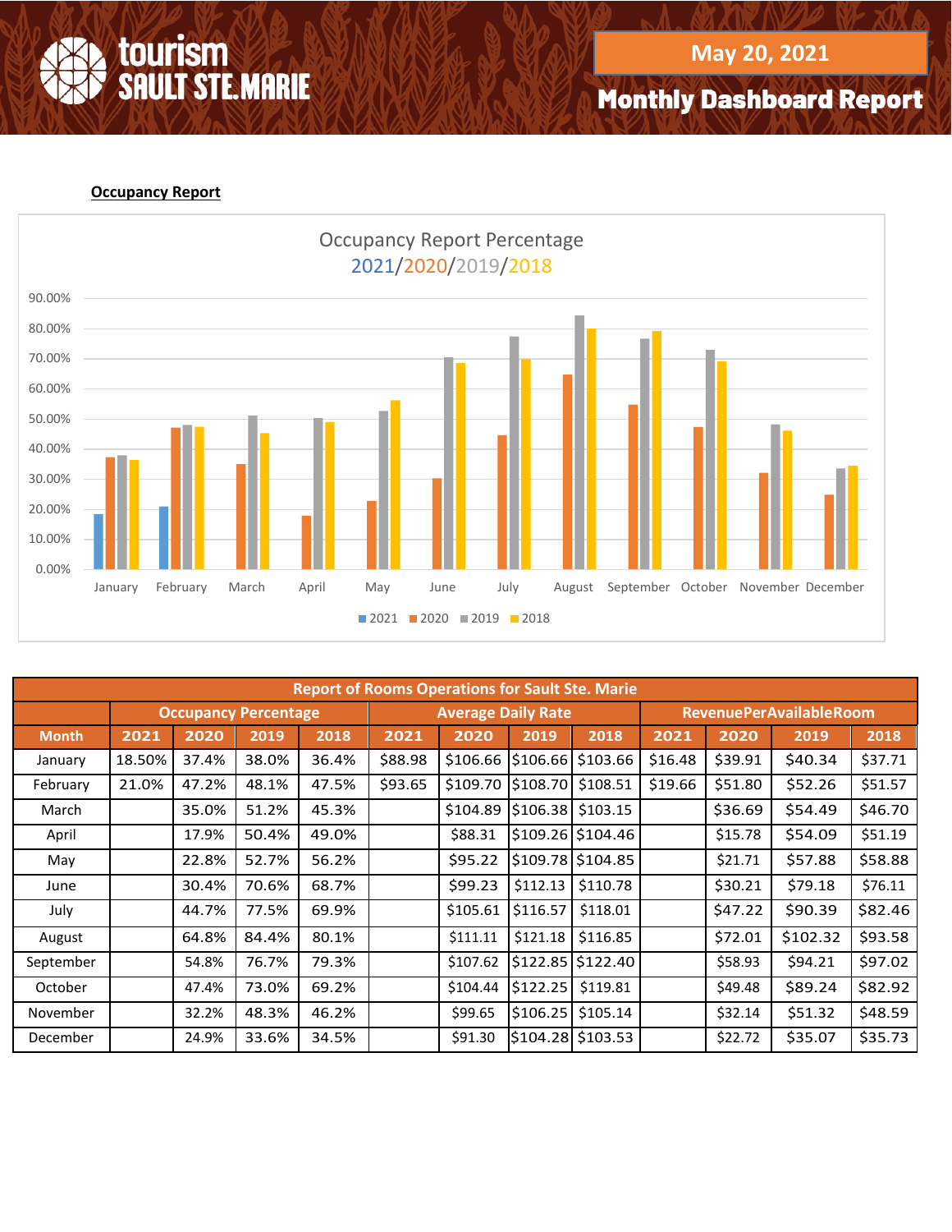May 20, 2021

# Monthly Dashboard Report

**Occupancy Report**

Occupancy Report Percentage
2021/2020/2019/2018

| Report of Rooms Operations for Sault Ste. Marie | | | | | | | | | | | | |
|---|---|---|---|---|---|---|---|---|---|---|---|---|
| | Occupancy Percentage | | | | Average Daily Rate | | | | RevenuePerAvailableRoom | | | |
| Month | 2021 | 2020 | 2019 | 2018 | 2021 | 2020 | 2019 | 2018 | 2021 | 2020 | 2019 | 2018 |
| January | 18.50% | 37.4% | 38.0% | 36.4% | $88.98 | $106.66 | $106.66 | $103.66 | $16.48 | $39.91 | $40.34 | $37.71 |
| February | 21.0% | 47.2% | 48.1% | 47.5% | $93.65 | $109.70 | $108.70 | $108.51 | $19.66 | $51.80 | $52.26 | $51.57 |
| March | | 35.0% | 51.2% | 45.3% | | $104.89 | $106.38 | $103.15 | | $36.69 | $54.49 | $46.70 |
| April | | 17.9% | 50.4% | 49.0% | | $88.31 | $109.26 | $104.46 | | $15.78 | $54.09 | $51.19 |
| May | | 22.8% | 52.7% | 56.2% | | $95.22 | $109.78 | $104.85 | | $21.71 | $57.88 | $58.88 |
| June | | 30.4% | 70.6% | 68.7% | | $99.23 | $112.13 | $110.78 | | $30.21 | $79.18 | $76.11 |
| July | | 44.7% | 77.5% | 69.9% | | $105.61 | $116.57 | $118.01 | | $47.22 | $90.39 | $82.46 |
| August | | 64.8% | 84.4% | 80.1% | | $111.11 | $121.18 | $116.85 | | $72.01 | $102.32 | $93.58 |
| September | | 54.8% | 76.7% | 79.3% | | $107.62 | $122.85 | $122.40 | | $58.93 | $94.21 | $97.02 |
| October | | 47.4% | 73.0% | 69.2% | | $104.44 | $122.25 | $119.81 | | $49.48 | $89.24 | $82.92 |
| November | | 32.2% | 48.3% | 46.2% | | $99.65 | $106.25 | $105.14 | | $32.14 | $51.32 | $48.59 |
| December | | 24.9% | 33.6% | 34.5% | | $91.30 | $104.28 | $103.53 | | $22.72 | $35.07 | $35.73 |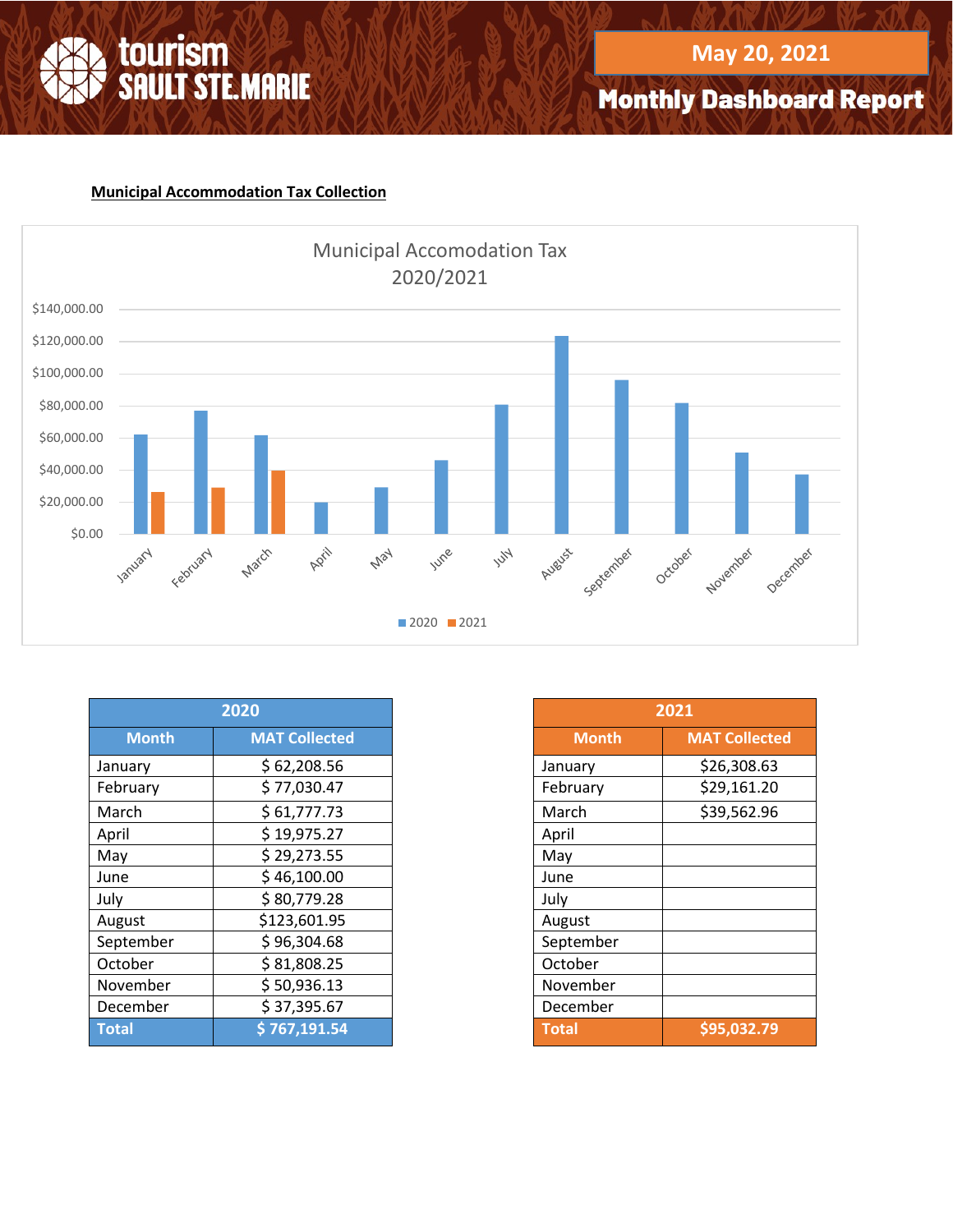tourism SAULT STE. MARIE

May 20, 2021

**Monthly Dashboard Report**

**Municipal Accommodation Tax Collection**

Municipal Accomodation Tax
2020/2021

$140,000.00
$120,000.00
$100,000.00
$80,000.00
$60,000.00
$40,000.00
$20,000.00
$0.00

January
February
March
April
May
June
July
August
September
October
November
December

2020 2021

| 2020 | |
|---|---|
| **Month** | **MAT Collected** |
| January | $ 62,208.56 |
| February | $ 77,030.47 |
| March | $ 61,777.73 |
| April | $ 19,975.27 |
| May | $ 29,273.55 |
| June | $ 46,100.00 |
| July | $ 80,779.28 |
| August | $123,601.95 |
| September | $ 96,304.68 |
| October | $ 81,808.25 |
| November | $ 50,936.13 |
| December | $ 37,395.67 |
| **Total** | **$ 767,191.54** |

| 2021 | |
|---|---|
| **Month** | **MAT Collected** |
| January | $26,308.63 |
| February | $29,161.20 |
| March | $39,562.96 |
| April | |
| May | |
| June | |
| July | |
| August | |
| September | |
| October | |
| November | |
| December | |
| **Total** | **$95,032.79** |